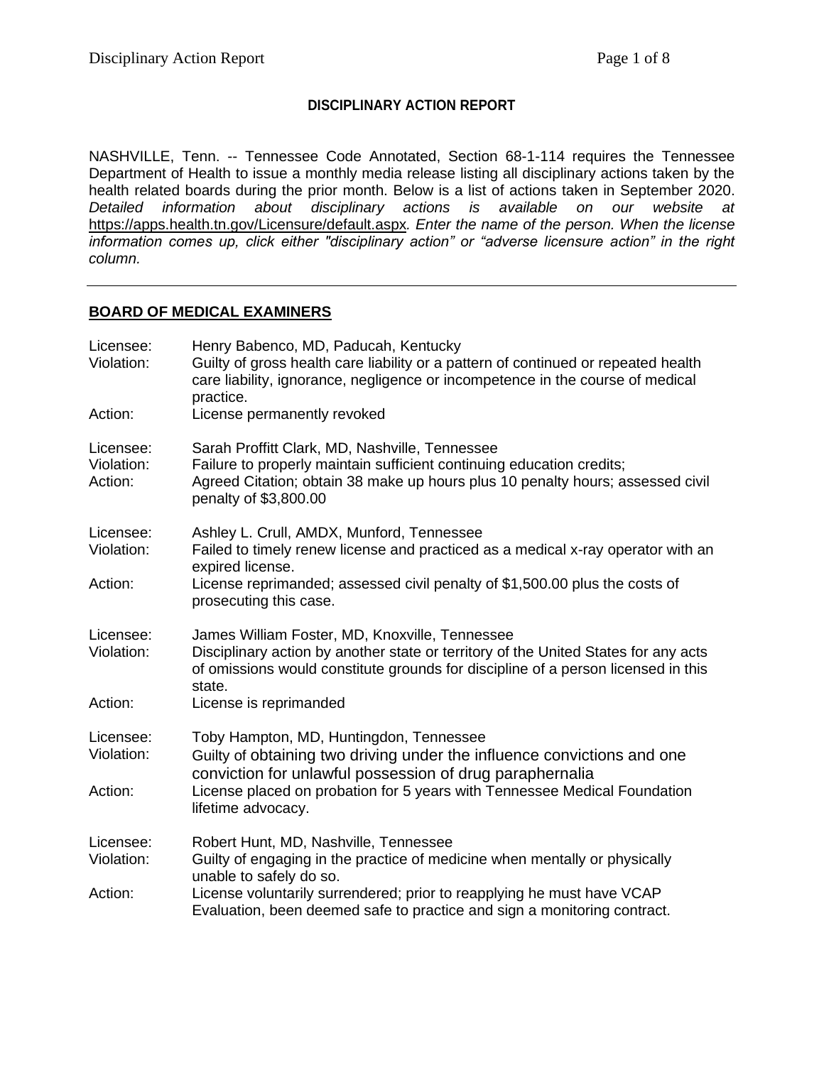**DISCIPLINARY ACTION REPORT**

NASHVILLE, Tenn. -- Tennessee Code Annotated, Section 68-1-114 requires the Tennessee Department of Health to issue a monthly media release listing all disciplinary actions taken by the health related boards during the prior month. Below is a list of actions taken in September 2020. *Detailed information about disciplinary actions is available on our website at* https://apps.health.tn.gov/Licensure/default.aspx*. Enter the name of the person. When the license information comes up, click either "disciplinary action" or "adverse licensure action" in the right column.*

---

## BOARD OF MEDICAL EXAMINERS

Licensee: Henry Babenco, MD, Paducah, Kentucky
Violation: Guilty of gross health care liability or a pattern of continued or repeated health care liability, ignorance, negligence or incompetence in the course of medical practice.
Action: License permanently revoked

Licensee: Sarah Proffitt Clark, MD, Nashville, Tennessee
Violation: Failure to properly maintain sufficient continuing education credits;
Action: Agreed Citation; obtain 38 make up hours plus 10 penalty hours; assessed civil penalty of $3,800.00

Licensee: Ashley L. Crull, AMDX, Munford, Tennessee
Violation: Failed to timely renew license and practiced as a medical x-ray operator with an expired license.
Action: License reprimanded; assessed civil penalty of $1,500.00 plus the costs of prosecuting this case.

Licensee: James William Foster, MD, Knoxville, Tennessee
Violation: Disciplinary action by another state or territory of the United States for any acts of omissions would constitute grounds for discipline of a person licensed in this state.
Action: License is reprimanded

Licensee: Toby Hampton, MD, Huntingdon, Tennessee
Violation: Guilty of obtaining two driving under the influence convictions and one conviction for unlawful possession of drug paraphernalia
Action: License placed on probation for 5 years with Tennessee Medical Foundation lifetime advocacy.

Licensee: Robert Hunt, MD, Nashville, Tennessee
Violation: Guilty of engaging in the practice of medicine when mentally or physically unable to safely do so.
Action: License voluntarily surrendered; prior to reapplying he must have VCAP Evaluation, been deemed safe to practice and sign a monitoring contract.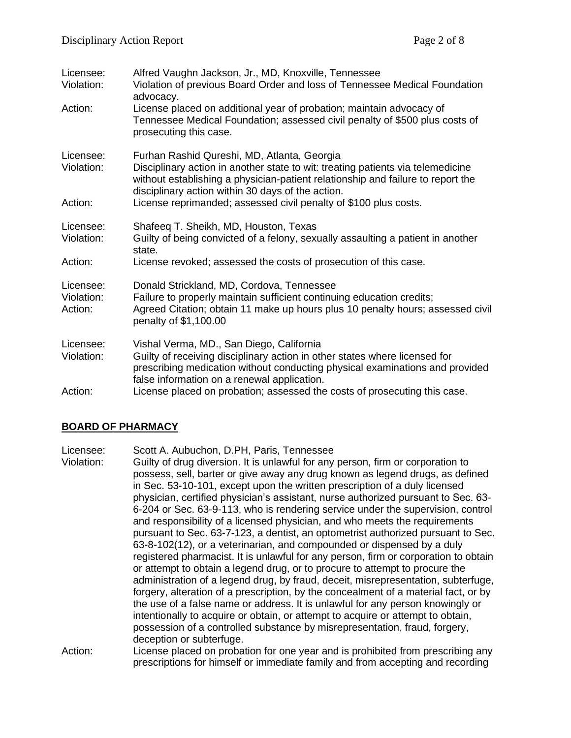Licensee: Alfred Vaughn Jackson, Jr., MD, Knoxville, Tennessee
Violation: Violation of previous Board Order and loss of Tennessee Medical Foundation advocacy.
Action: License placed on additional year of probation; maintain advocacy of Tennessee Medical Foundation; assessed civil penalty of $500 plus costs of prosecuting this case.

Licensee: Furhan Rashid Qureshi, MD, Atlanta, Georgia
Violation: Disciplinary action in another state to wit: treating patients via telemedicine without establishing a physician-patient relationship and failure to report the disciplinary action within 30 days of the action.
Action: License reprimanded; assessed civil penalty of $100 plus costs.

Licensee: Shafeeq T. Sheikh, MD, Houston, Texas
Violation: Guilty of being convicted of a felony, sexually assaulting a patient in another state.
Action: License revoked; assessed the costs of prosecution of this case.

Licensee: Donald Strickland, MD, Cordova, Tennessee
Violation: Failure to properly maintain sufficient continuing education credits;
Action: Agreed Citation; obtain 11 make up hours plus 10 penalty hours; assessed civil penalty of $1,100.00

Licensee: Vishal Verma, MD., San Diego, California
Violation: Guilty of receiving disciplinary action in other states where licensed for prescribing medication without conducting physical examinations and provided false information on a renewal application.
Action: License placed on probation; assessed the costs of prosecuting this case.

## BOARD OF PHARMACY

Licensee: Scott A. Aubuchon, D.PH, Paris, Tennessee
Violation: Guilty of drug diversion. It is unlawful for any person, firm or corporation to possess, sell, barter or give away any drug known as legend drugs, as defined in Sec. 53-10-101, except upon the written prescription of a duly licensed physician, certified physician's assistant, nurse authorized pursuant to Sec. 63-6-204 or Sec. 63-9-113, who is rendering service under the supervision, control and responsibility of a licensed physician, and who meets the requirements pursuant to Sec. 63-7-123, a dentist, an optometrist authorized pursuant to Sec. 63-8-102(12), or a veterinarian, and compounded or dispensed by a duly registered pharmacist. It is unlawful for any person, firm or corporation to obtain or attempt to obtain a legend drug, or to procure to attempt to procure the administration of a legend drug, by fraud, deceit, misrepresentation, subterfuge, forgery, alteration of a prescription, by the concealment of a material fact, or by the use of a false name or address. It is unlawful for any person knowingly or intentionally to acquire or obtain, or attempt to acquire or attempt to obtain, possession of a controlled substance by misrepresentation, fraud, forgery, deception or subterfuge.
Action: License placed on probation for one year and is prohibited from prescribing any prescriptions for himself or immediate family and from accepting and recording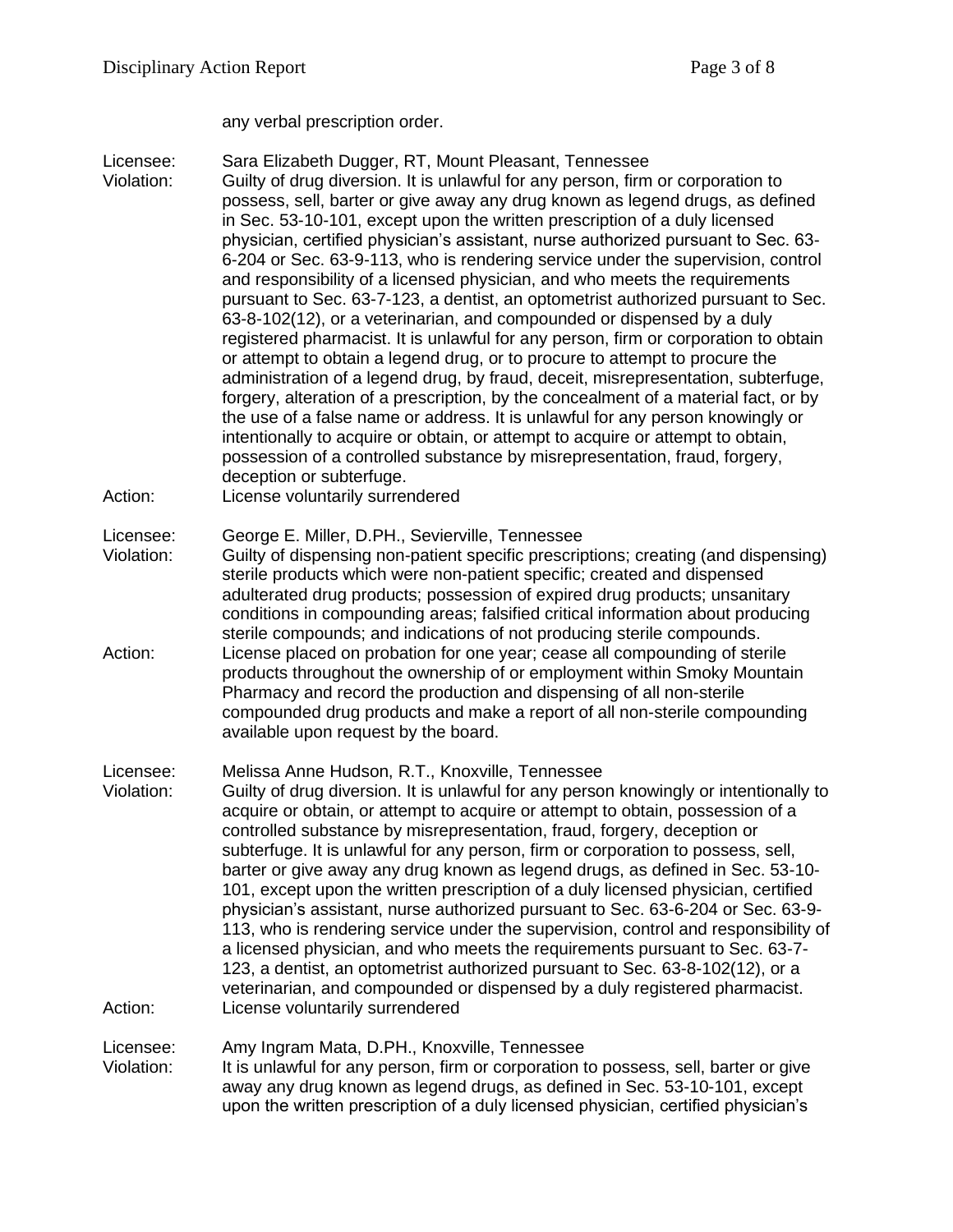any verbal prescription order.

Licensee: Sara Elizabeth Dugger, RT, Mount Pleasant, Tennessee
Violation: Guilty of drug diversion. It is unlawful for any person, firm or corporation to possess, sell, barter or give away any drug known as legend drugs, as defined in Sec. 53-10-101, except upon the written prescription of a duly licensed physician, certified physician's assistant, nurse authorized pursuant to Sec. 63-6-204 or Sec. 63-9-113, who is rendering service under the supervision, control and responsibility of a licensed physician, and who meets the requirements pursuant to Sec. 63-7-123, a dentist, an optometrist authorized pursuant to Sec. 63-8-102(12), or a veterinarian, and compounded or dispensed by a duly registered pharmacist. It is unlawful for any person, firm or corporation to obtain or attempt to obtain a legend drug, or to procure to attempt to procure the administration of a legend drug, by fraud, deceit, misrepresentation, subterfuge, forgery, alteration of a prescription, by the concealment of a material fact, or by the use of a false name or address. It is unlawful for any person knowingly or intentionally to acquire or obtain, or attempt to acquire or attempt to obtain, possession of a controlled substance by misrepresentation, fraud, forgery, deception or subterfuge.
Action: License voluntarily surrendered

Licensee: George E. Miller, D.PH., Sevierville, Tennessee
Violation: Guilty of dispensing non-patient specific prescriptions; creating (and dispensing) sterile products which were non-patient specific; created and dispensed adulterated drug products; possession of expired drug products; unsanitary conditions in compounding areas; falsified critical information about producing sterile compounds; and indications of not producing sterile compounds.
Action: License placed on probation for one year; cease all compounding of sterile products throughout the ownership of or employment within Smoky Mountain Pharmacy and record the production and dispensing of all non-sterile compounded drug products and make a report of all non-sterile compounding available upon request by the board.

Licensee: Melissa Anne Hudson, R.T., Knoxville, Tennessee
Violation: Guilty of drug diversion. It is unlawful for any person knowingly or intentionally to acquire or obtain, or attempt to acquire or attempt to obtain, possession of a controlled substance by misrepresentation, fraud, forgery, deception or subterfuge. It is unlawful for any person, firm or corporation to possess, sell, barter or give away any drug known as legend drugs, as defined in Sec. 53-10-101, except upon the written prescription of a duly licensed physician, certified physician's assistant, nurse authorized pursuant to Sec. 63-6-204 or Sec. 63-9-113, who is rendering service under the supervision, control and responsibility of a licensed physician, and who meets the requirements pursuant to Sec. 63-7-123, a dentist, an optometrist authorized pursuant to Sec. 63-8-102(12), or a veterinarian, and compounded or dispensed by a duly registered pharmacist.
Action: License voluntarily surrendered

Licensee: Amy Ingram Mata, D.PH., Knoxville, Tennessee
Violation: It is unlawful for any person, firm or corporation to possess, sell, barter or give away any drug known as legend drugs, as defined in Sec. 53-10-101, except upon the written prescription of a duly licensed physician, certified physician's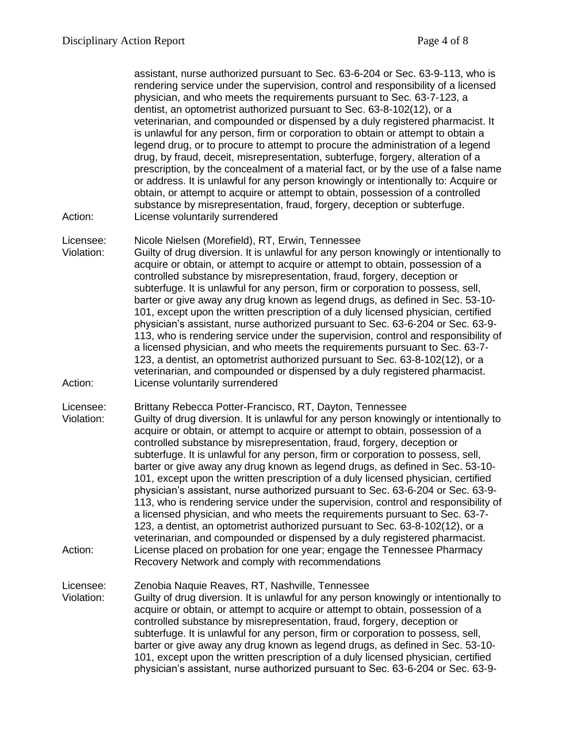assistant, nurse authorized pursuant to Sec. 63-6-204 or Sec. 63-9-113, who is rendering service under the supervision, control and responsibility of a licensed physician, and who meets the requirements pursuant to Sec. 63-7-123, a dentist, an optometrist authorized pursuant to Sec. 63-8-102(12), or a veterinarian, and compounded or dispensed by a duly registered pharmacist. It is unlawful for any person, firm or corporation to obtain or attempt to obtain a legend drug, or to procure to attempt to procure the administration of a legend drug, by fraud, deceit, misrepresentation, subterfuge, forgery, alteration of a prescription, by the concealment of a material fact, or by the use of a false name or address. It is unlawful for any person knowingly or intentionally to: Acquire or obtain, or attempt to acquire or attempt to obtain, possession of a controlled substance by misrepresentation, fraud, forgery, deception or subterfuge.

Action: License voluntarily surrendered

Licensee: Nicole Nielsen (Morefield), RT, Erwin, Tennessee

Violation: Guilty of drug diversion. It is unlawful for any person knowingly or intentionally to acquire or obtain, or attempt to acquire or attempt to obtain, possession of a controlled substance by misrepresentation, fraud, forgery, deception or subterfuge. It is unlawful for any person, firm or corporation to possess, sell, barter or give away any drug known as legend drugs, as defined in Sec. 53-10-101, except upon the written prescription of a duly licensed physician, certified physician's assistant, nurse authorized pursuant to Sec. 63-6-204 or Sec. 63-9-113, who is rendering service under the supervision, control and responsibility of a licensed physician, and who meets the requirements pursuant to Sec. 63-7-123, a dentist, an optometrist authorized pursuant to Sec. 63-8-102(12), or a veterinarian, and compounded or dispensed by a duly registered pharmacist.

Action: License voluntarily surrendered

Licensee: Brittany Rebecca Potter-Francisco, RT, Dayton, Tennessee

Violation: Guilty of drug diversion. It is unlawful for any person knowingly or intentionally to acquire or obtain, or attempt to acquire or attempt to obtain, possession of a controlled substance by misrepresentation, fraud, forgery, deception or subterfuge. It is unlawful for any person, firm or corporation to possess, sell, barter or give away any drug known as legend drugs, as defined in Sec. 53-10-101, except upon the written prescription of a duly licensed physician, certified physician's assistant, nurse authorized pursuant to Sec. 63-6-204 or Sec. 63-9-113, who is rendering service under the supervision, control and responsibility of a licensed physician, and who meets the requirements pursuant to Sec. 63-7-123, a dentist, an optometrist authorized pursuant to Sec. 63-8-102(12), or a veterinarian, and compounded or dispensed by a duly registered pharmacist.

Action: License placed on probation for one year; engage the Tennessee Pharmacy Recovery Network and comply with recommendations

Licensee: Zenobia Naquie Reaves, RT, Nashville, Tennessee

Violation: Guilty of drug diversion. It is unlawful for any person knowingly or intentionally to acquire or obtain, or attempt to acquire or attempt to obtain, possession of a controlled substance by misrepresentation, fraud, forgery, deception or subterfuge. It is unlawful for any person, firm or corporation to possess, sell, barter or give away any drug known as legend drugs, as defined in Sec. 53-10-101, except upon the written prescription of a duly licensed physician, certified physician's assistant, nurse authorized pursuant to Sec. 63-6-204 or Sec. 63-9-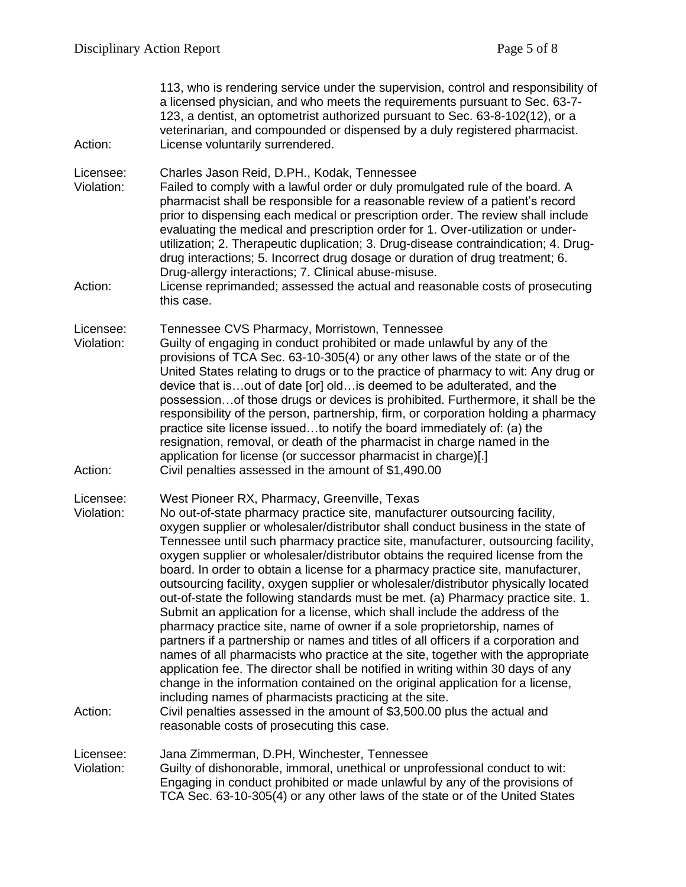113, who is rendering service under the supervision, control and responsibility of a licensed physician, and who meets the requirements pursuant to Sec. 63-7-123, a dentist, an optometrist authorized pursuant to Sec. 63-8-102(12), or a veterinarian, and compounded or dispensed by a duly registered pharmacist.

Action: License voluntarily surrendered.

Licensee: Charles Jason Reid, D.PH., Kodak, Tennessee

Violation: Failed to comply with a lawful order or duly promulgated rule of the board. A pharmacist shall be responsible for a reasonable review of a patient's record prior to dispensing each medical or prescription order. The review shall include evaluating the medical and prescription order for 1. Over-utilization or under-utilization; 2. Therapeutic duplication; 3. Drug-disease contraindication; 4. Drug-drug interactions; 5. Incorrect drug dosage or duration of drug treatment; 6. Drug-allergy interactions; 7. Clinical abuse-misuse.

Action: License reprimanded; assessed the actual and reasonable costs of prosecuting this case.

Licensee: Tennessee CVS Pharmacy, Morristown, Tennessee

Violation: Guilty of engaging in conduct prohibited or made unlawful by any of the provisions of TCA Sec. 63-10-305(4) or any other laws of the state or of the United States relating to drugs or to the practice of pharmacy to wit: Any drug or device that is…out of date [or] old…is deemed to be adulterated, and the possession…of those drugs or devices is prohibited. Furthermore, it shall be the responsibility of the person, partnership, firm, or corporation holding a pharmacy practice site license issued…to notify the board immediately of: (a) the resignation, removal, or death of the pharmacist in charge named in the application for license (or successor pharmacist in charge)[.]

Action: Civil penalties assessed in the amount of $1,490.00

Licensee: West Pioneer RX, Pharmacy, Greenville, Texas

Violation: No out-of-state pharmacy practice site, manufacturer outsourcing facility, oxygen supplier or wholesaler/distributor shall conduct business in the state of Tennessee until such pharmacy practice site, manufacturer, outsourcing facility, oxygen supplier or wholesaler/distributor obtains the required license from the board. In order to obtain a license for a pharmacy practice site, manufacturer, outsourcing facility, oxygen supplier or wholesaler/distributor physically located out-of-state the following standards must be met. (a) Pharmacy practice site. 1. Submit an application for a license, which shall include the address of the pharmacy practice site, name of owner if a sole proprietorship, names of partners if a partnership or names and titles of all officers if a corporation and names of all pharmacists who practice at the site, together with the appropriate application fee. The director shall be notified in writing within 30 days of any change in the information contained on the original application for a license, including names of pharmacists practicing at the site.

Action: Civil penalties assessed in the amount of $3,500.00 plus the actual and reasonable costs of prosecuting this case.

Licensee: Jana Zimmerman, D.PH, Winchester, Tennessee

Violation: Guilty of dishonorable, immoral, unethical or unprofessional conduct to wit: Engaging in conduct prohibited or made unlawful by any of the provisions of TCA Sec. 63-10-305(4) or any other laws of the state or of the United States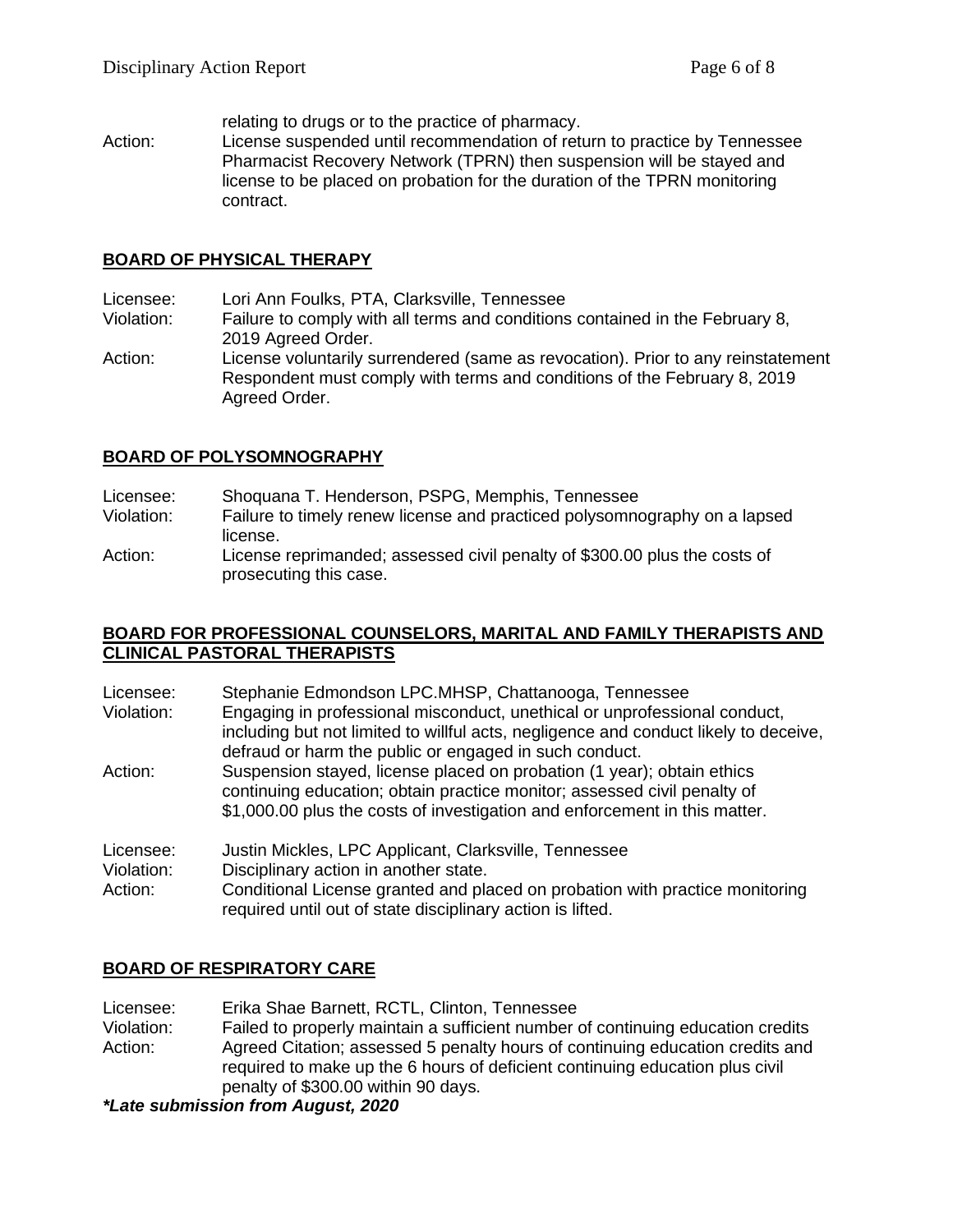relating to drugs or to the practice of pharmacy.

Action: License suspended until recommendation of return to practice by Tennessee Pharmacist Recovery Network (TPRN) then suspension will be stayed and license to be placed on probation for the duration of the TPRN monitoring contract.

## BOARD OF PHYSICAL THERAPY

Licensee: Lori Ann Foulks, PTA, Clarksville, Tennessee
Violation: Failure to comply with all terms and conditions contained in the February 8, 2019 Agreed Order.
Action: License voluntarily surrendered (same as revocation). Prior to any reinstatement Respondent must comply with terms and conditions of the February 8, 2019 Agreed Order.

## BOARD OF POLYSOMNOGRAPHY

Licensee: Shoquana T. Henderson, PSPG, Memphis, Tennessee
Violation: Failure to timely renew license and practiced polysomnography on a lapsed license.
Action: License reprimanded; assessed civil penalty of $300.00 plus the costs of prosecuting this case.

## BOARD FOR PROFESSIONAL COUNSELORS, MARITAL AND FAMILY THERAPISTS AND CLINICAL PASTORAL THERAPISTS

Licensee: Stephanie Edmondson LPC.MHSP, Chattanooga, Tennessee
Violation: Engaging in professional misconduct, unethical or unprofessional conduct, including but not limited to willful acts, negligence and conduct likely to deceive, defraud or harm the public or engaged in such conduct.
Action: Suspension stayed, license placed on probation (1 year); obtain ethics continuing education; obtain practice monitor; assessed civil penalty of $1,000.00 plus the costs of investigation and enforcement in this matter.

Licensee: Justin Mickles, LPC Applicant, Clarksville, Tennessee
Violation: Disciplinary action in another state.
Action: Conditional License granted and placed on probation with practice monitoring required until out of state disciplinary action is lifted.

## BOARD OF RESPIRATORY CARE

Licensee: Erika Shae Barnett, RCTL, Clinton, Tennessee
Violation: Failed to properly maintain a sufficient number of continuing education credits
Action: Agreed Citation; assessed 5 penalty hours of continuing education credits and required to make up the 6 hours of deficient continuing education plus civil penalty of $300.00 within 90 days.

***Late submission from August, 2020**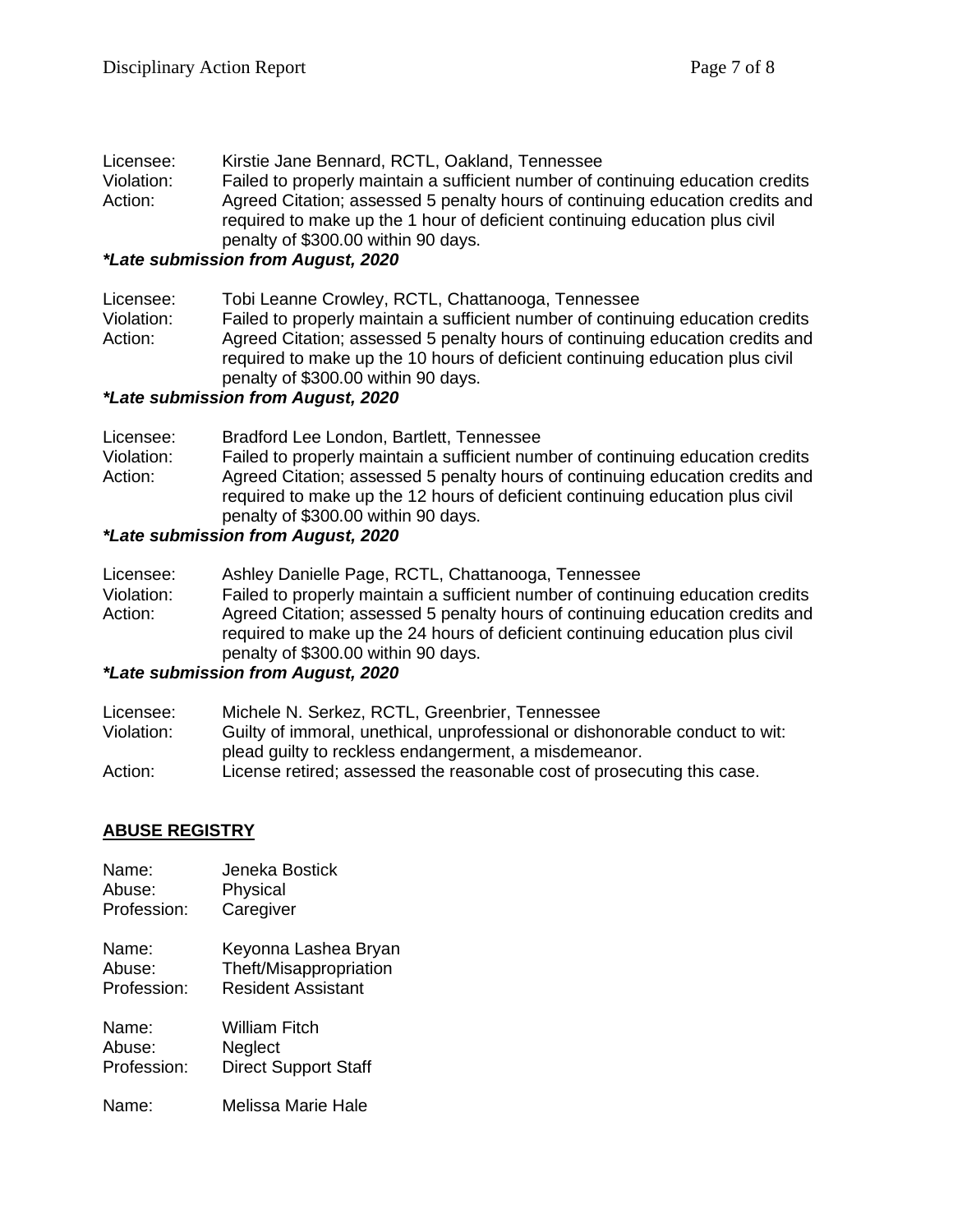Licensee: Kirstie Jane Bennard, RCTL, Oakland, Tennessee
Violation: Failed to properly maintain a sufficient number of continuing education credits
Action: Agreed Citation; assessed 5 penalty hours of continuing education credits and required to make up the 1 hour of deficient continuing education plus civil penalty of $300.00 within 90 days.

***Late submission from August, 2020**

Licensee: Tobi Leanne Crowley, RCTL, Chattanooga, Tennessee
Violation: Failed to properly maintain a sufficient number of continuing education credits
Action: Agreed Citation; assessed 5 penalty hours of continuing education credits and required to make up the 10 hours of deficient continuing education plus civil penalty of $300.00 within 90 days.

***Late submission from August, 2020**

Licensee: Bradford Lee London, Bartlett, Tennessee
Violation: Failed to properly maintain a sufficient number of continuing education credits
Action: Agreed Citation; assessed 5 penalty hours of continuing education credits and required to make up the 12 hours of deficient continuing education plus civil penalty of $300.00 within 90 days.

***Late submission from August, 2020**

Licensee: Ashley Danielle Page, RCTL, Chattanooga, Tennessee
Violation: Failed to properly maintain a sufficient number of continuing education credits
Action: Agreed Citation; assessed 5 penalty hours of continuing education credits and required to make up the 24 hours of deficient continuing education plus civil penalty of $300.00 within 90 days.

***Late submission from August, 2020**

Licensee: Michele N. Serkez, RCTL, Greenbrier, Tennessee
Violation: Guilty of immoral, unethical, unprofessional or dishonorable conduct to wit: plead guilty to reckless endangerment, a misdemeanor.
Action: License retired; assessed the reasonable cost of prosecuting this case.

## ABUSE REGISTRY

Name: Jeneka Bostick
Abuse: Physical
Profession: Caregiver

Name: Keyonna Lashea Bryan
Abuse: Theft/Misappropriation
Profession: Resident Assistant

Name: William Fitch
Abuse: Neglect
Profession: Direct Support Staff

Name: Melissa Marie Hale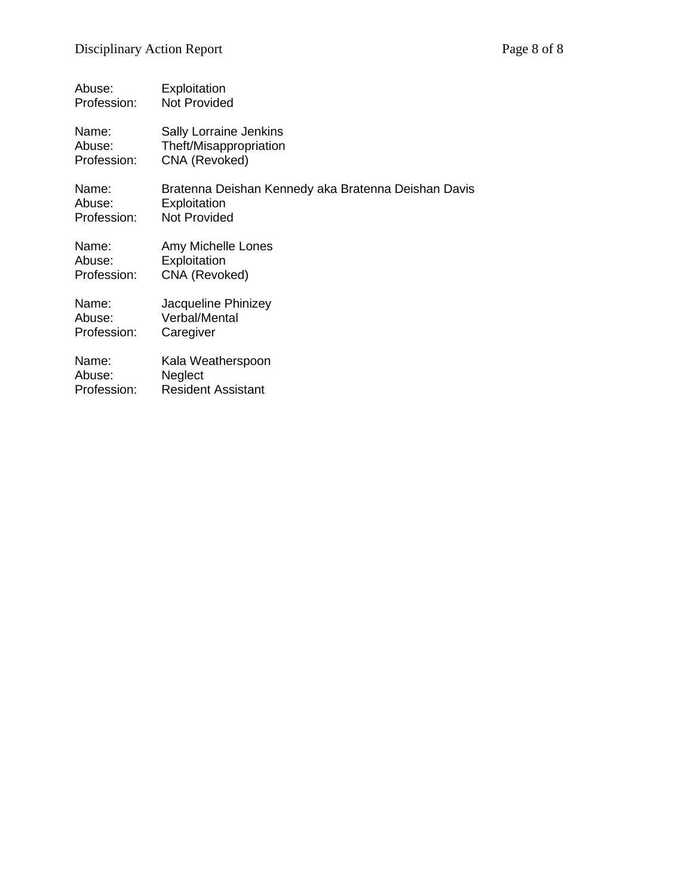Abuse: Exploitation
Profession: Not Provided

Name: Sally Lorraine Jenkins
Abuse: Theft/Misappropriation
Profession: CNA (Revoked)

Name: Bratenna Deishan Kennedy aka Bratenna Deishan Davis
Abuse: Exploitation
Profession: Not Provided

Name: Amy Michelle Lones
Abuse: Exploitation
Profession: CNA (Revoked)

Name: Jacqueline Phinizey
Abuse: Verbal/Mental
Profession: Caregiver

Name: Kala Weatherspoon
Abuse: Neglect
Profession: Resident Assistant